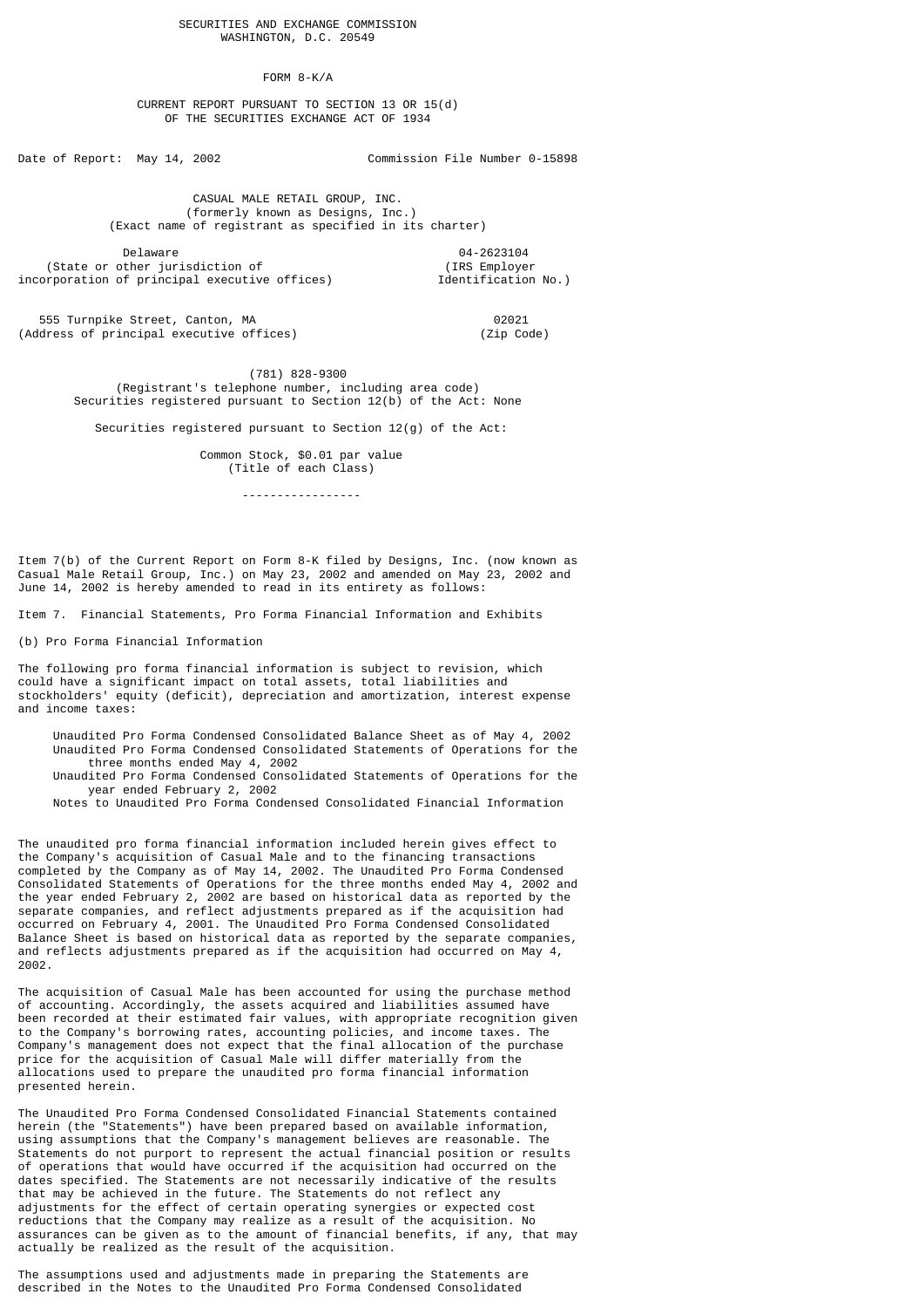SECURITIES AND EXCHANGE COMMISSION
WASHINGTON, D.C. 20549

FORM 8-K/A

CURRENT REPORT PURSUANT TO SECTION 13 OR 15(d)
OF THE SECURITIES EXCHANGE ACT OF 1934

Date of Report: May 14, 2002 Commission File Number 0-15898

CASUAL MALE RETAIL GROUP, INC.
(formerly known as Designs, Inc.)
(Exact name of registrant as specified in its charter)

| Delaware | 04-2623104 |
|---|---|
| (State or other jurisdiction of incorporation of principal executive offices) | (IRS Employer Identification No.) |

| 555 Turnpike Street, Canton, MA | 02021 |
|---|---|
| (Address of principal executive offices) | (Zip Code) |

(781) 828-9300
(Registrant's telephone number, including area code)
Securities registered pursuant to Section 12(b) of the Act: None

Securities registered pursuant to Section 12(g) of the Act:

Common Stock, $0.01 par value
(Title of each Class)

-----------------

Item 7(b) of the Current Report on Form 8-K filed by Designs, Inc. (now known as Casual Male Retail Group, Inc.) on May 23, 2002 and amended on May 23, 2002 and June 14, 2002 is hereby amended to read in its entirety as follows:

Item 7. Financial Statements, Pro Forma Financial Information and Exhibits

(b) Pro Forma Financial Information

The following pro forma financial information is subject to revision, which could have a significant impact on total assets, total liabilities and stockholders' equity (deficit), depreciation and amortization, interest expense and income taxes:

- Unaudited Pro Forma Condensed Consolidated Balance Sheet as of May 4, 2002
- Unaudited Pro Forma Condensed Consolidated Statements of Operations for the three months ended May 4, 2002
- Unaudited Pro Forma Condensed Consolidated Statements of Operations for the year ended February 2, 2002
- Notes to Unaudited Pro Forma Condensed Consolidated Financial Information

The unaudited pro forma financial information included herein gives effect to the Company's acquisition of Casual Male and to the financing transactions completed by the Company as of May 14, 2002. The Unaudited Pro Forma Condensed Consolidated Statements of Operations for the three months ended May 4, 2002 and the year ended February 2, 2002 are based on historical data as reported by the separate companies, and reflect adjustments prepared as if the acquisition had occurred on February 4, 2001. The Unaudited Pro Forma Condensed Consolidated Balance Sheet is based on historical data as reported by the separate companies, and reflects adjustments prepared as if the acquisition had occurred on May 4, 2002.

The acquisition of Casual Male has been accounted for using the purchase method of accounting. Accordingly, the assets acquired and liabilities assumed have been recorded at their estimated fair values, with appropriate recognition given to the Company's borrowing rates, accounting policies, and income taxes. The Company's management does not expect that the final allocation of the purchase price for the acquisition of Casual Male will differ materially from the allocations used to prepare the unaudited pro forma financial information presented herein.

The Unaudited Pro Forma Condensed Consolidated Financial Statements contained herein (the "Statements") have been prepared based on available information, using assumptions that the Company's management believes are reasonable. The Statements do not purport to represent the actual financial position or results of operations that would have occurred if the acquisition had occurred on the dates specified. The Statements are not necessarily indicative of the results that may be achieved in the future. The Statements do not reflect any adjustments for the effect of certain operating synergies or expected cost reductions that the Company may realize as a result of the acquisition. No assurances can be given as to the amount of financial benefits, if any, that may actually be realized as the result of the acquisition.

The assumptions used and adjustments made in preparing the Statements are described in the Notes to the Unaudited Pro Forma Condensed Consolidated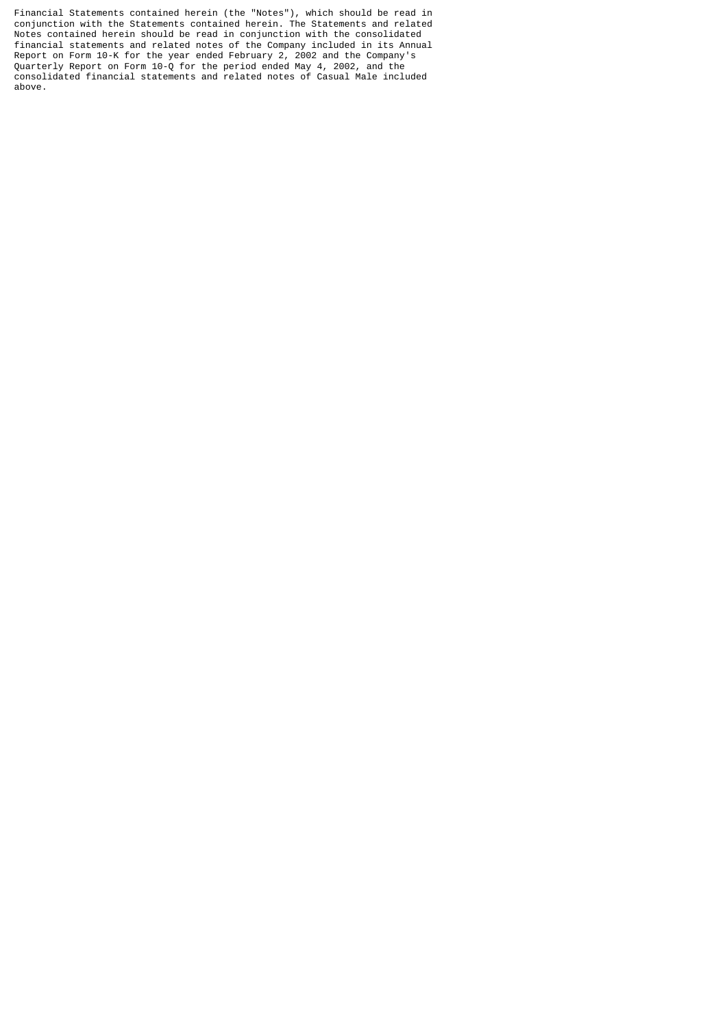Financial Statements contained herein (the "Notes"), which should be read in conjunction with the Statements contained herein. The Statements and related Notes contained herein should be read in conjunction with the consolidated financial statements and related notes of the Company included in its Annual Report on Form 10-K for the year ended February 2, 2002 and the Company's Quarterly Report on Form 10-Q for the period ended May 4, 2002, and the consolidated financial statements and related notes of Casual Male included above.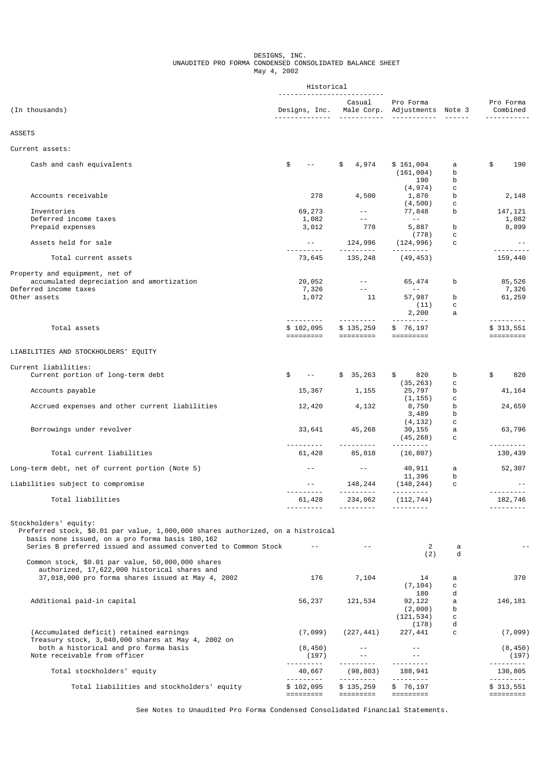DESIGNS, INC.
UNAUDITED PRO FORMA CONDENSED CONSOLIDATED BALANCE SHEET
May 4, 2002

| (In thousands) | Historical Designs, Inc. | Historical Casual Male Corp. | Pro Forma Adjustments | Note 3 | Pro Forma Combined |
|---|---|---|---|---|---|
| ASSETS | | | | | |
| Current assets: | | | | | |
| Cash and cash equivalents | $ -- | $ 4,974 | $ 161,004 | a | $ 190 |
| | | | (161,004) | b | |
| | | | 190 | b | |
| | | | (4,974) | c | |
| Accounts receivable | 278 | 4,500 | 1,870 | b | 2,148 |
| | | | (4,500) | c | |
| Inventories | 69,273 | -- | 77,848 | b | 147,121 |
| Deferred income taxes | 1,082 | -- | -- | | 1,082 |
| Prepaid expenses | 3,012 | 778 | 5,887 | b | 8,899 |
| | | | (778) | c | |
| Assets held for sale | -- | 124,996 | (124,996) | c | -- |
| Total current assets | 73,645 | 135,248 | (49,453) | | 159,440 |
| Property and equipment, net of accumulated depreciation and amortization | 20,052 | -- | 65,474 | b | 85,526 |
| Deferred income taxes | 7,326 | -- | -- | | 7,326 |
| Other assets | 1,072 | 11 | 57,987 | b | 61,259 |
| | | | (11) | c | |
| | | | 2,200 | a | |
| Total assets | $ 102,095 | $ 135,259 | $ 76,197 | | $ 313,551 |
| LIABILITIES AND STOCKHOLDERS' EQUITY | | | | | |
| Current liabilities: | | | | | |
| Current portion of long-term debt | $ -- | $ 35,263 | $ 820 | b | $ 820 |
| | | | (35,263) | c | |
| Accounts payable | 15,367 | 1,155 | 25,797 | b | 41,164 |
| | | | (1,155) | c | |
| Accrued expenses and other current liabilities | 12,420 | 4,132 | 8,750 | b | 24,659 |
| | | | 3,489 | b | |
| | | | (4,132) | c | |
| Borrowings under revolver | 33,641 | 45,268 | 30,155 | a | 63,796 |
| | | | (45,268) | c | |
| Total current liabilities | 61,428 | 85,818 | (16,807) | | 130,439 |
| Long-term debt, net of current portion (Note 5) | -- | -- | 40,911 | a | 52,307 |
| | | | 11,396 | b | |
| Liabilities subject to compromise | -- | 148,244 | (148,244) | c | -- |
| Total liabilities | 61,428 | 234,062 | (112,744) | | 182,746 |
| Stockholders' equity: | | | | | |
| Preferred stock, $0.01 par value, 1,000,000 shares authorized, on a histroical basis none issued, on a pro forma basis 180,162 Series B preferred issued and assumed converted to Common Stock | -- | -- | 2 | a | -- |
| | | | (2) | d | |
| Common stock, $0.01 par value, 50,000,000 shares authorized, 17,622,000 historical shares and 37,018,000 pro forma shares issued at May 4, 2002 | 176 | 7,104 | 14 | a | 370 |
| | | | (7,104) | c | |
| | | | 180 | d | |
| Additional paid-in capital | 56,237 | 121,534 | 92,122 | a | 146,181 |
| | | | (2,000) | b | |
| | | | (121,534) | c | |
| | | | (178) | d | |
| (Accumulated deficit) retained earnings | (7,099) | (227,441) | 227,441 | c | (7,099) |
| Treasury stock, 3,040,000 shares at May 4, 2002 on both a historical and pro forma basis | (8,450) | -- | -- | | (8,450) |
| Note receivable from officer | (197) | -- | -- | | (197) |
| Total stockholders' equity | 40,667 | (98,803) | 188,941 | | 130,805 |
| Total liabilities and stockholders' equity | $ 102,095 | $ 135,259 | $ 76,197 | | $ 313,551 |

See Notes to Unaudited Pro Forma Condensed Consolidated Financial Statements.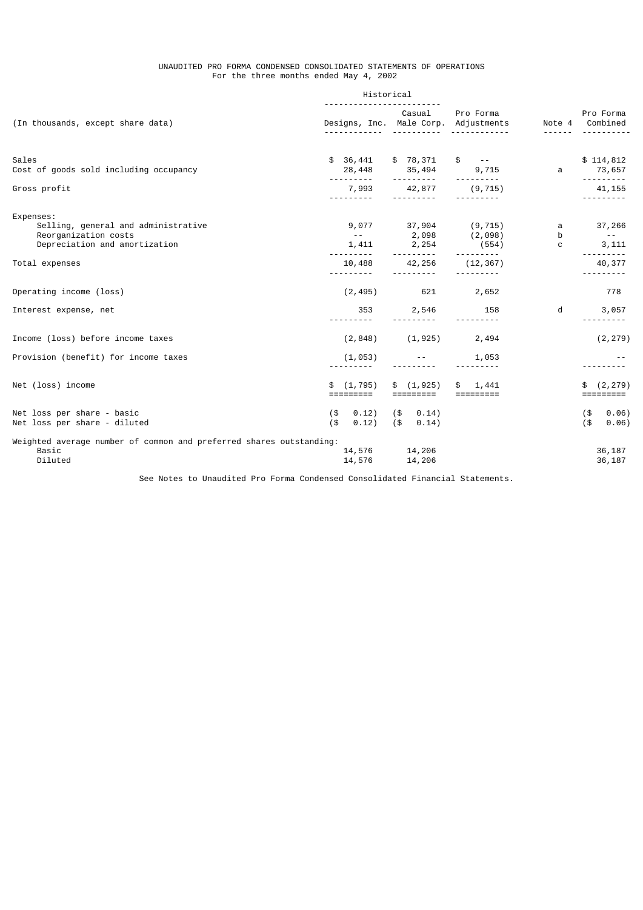UNAUDITED PRO FORMA CONDENSED CONSOLIDATED STATEMENTS OF OPERATIONS
For the three months ended May 4, 2002

| (In thousands, except share data) | Historical | | | | |
|---|---|---|---|---|---|
| | Designs, Inc. | Casual Male Corp. | Pro Forma Adjustments | Note 4 | Pro Forma Combined |
| Sales | $ 36,441 | $ 78,371 | $ -- | | $ 114,812 |
| Cost of goods sold including occupancy | 28,448 | 35,494 | 9,715 | a | 73,657 |
| Gross profit | 7,993 | 42,877 | (9,715) | | 41,155 |
| Expenses: | | | | | |
| Selling, general and administrative | 9,077 | 37,904 | (9,715) | a | 37,266 |
| Reorganization costs | -- | 2,098 | (2,098) | b | -- |
| Depreciation and amortization | 1,411 | 2,254 | (554) | c | 3,111 |
| Total expenses | 10,488 | 42,256 | (12,367) | | 40,377 |
| Operating income (loss) | (2,495) | 621 | 2,652 | | 778 |
| Interest expense, net | 353 | 2,546 | 158 | d | 3,057 |
| Income (loss) before income taxes | (2,848) | (1,925) | 2,494 | | (2,279) |
| Provision (benefit) for income taxes | (1,053) | -- | 1,053 | | -- |
| Net (loss) income | $ (1,795) | $ (1,925) | $ 1,441 | | $ (2,279) |
| Net loss per share - basic | ($ 0.12) | ($ 0.14) | | | ($ 0.06) |
| Net loss per share - diluted | ($ 0.12) | ($ 0.14) | | | ($ 0.06) |
| Weighted average number of common and preferred shares outstanding: | | | | | |
| Basic | 14,576 | 14,206 | | | 36,187 |
| Diluted | 14,576 | 14,206 | | | 36,187 |

See Notes to Unaudited Pro Forma Condensed Consolidated Financial Statements.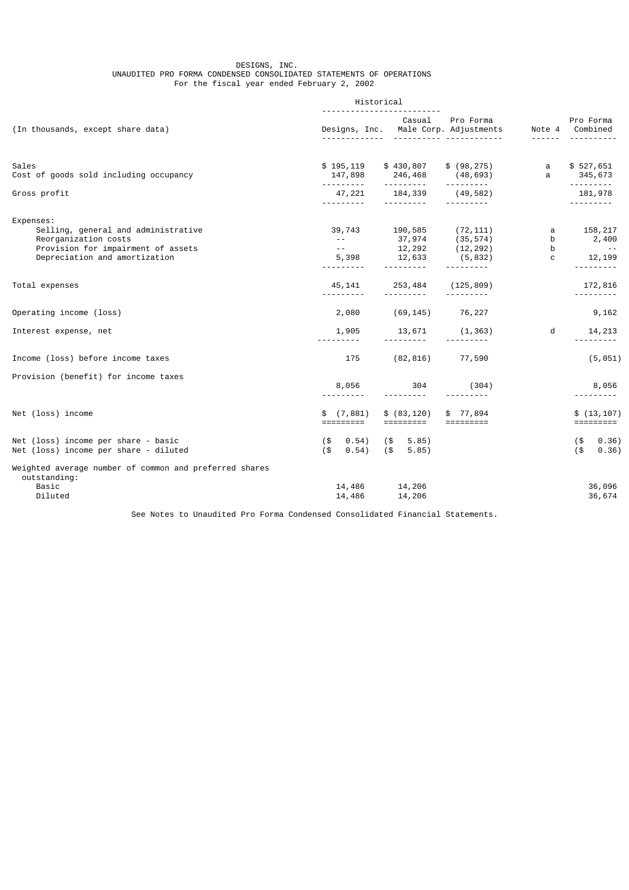DESIGNS, INC.
UNAUDITED PRO FORMA CONDENSED CONSOLIDATED STATEMENTS OF OPERATIONS
For the fiscal year ended February 2, 2002

| (In thousands, except share data) | Historical | | | | |
|---|---|---|---|---|---|
| | Designs, Inc. | Casual Male Corp. | Pro Forma Adjustments | Note 4 | Pro Forma Combined |
| Sales | $ 195,119 | $ 430,807 | $ (98,275) | a | $ 527,651 |
| Cost of goods sold including occupancy | 147,898 | 246,468 | (48,693) | a | 345,673 |
| Gross profit | 47,221 | 184,339 | (49,582) | | 181,978 |
| Expenses: | | | | | |
| Selling, general and administrative | 39,743 | 190,585 | (72,111) | a | 158,217 |
| Reorganization costs | -- | 37,974 | (35,574) | b | 2,400 |
| Provision for impairment of assets | -- | 12,292 | (12,292) | b | -- |
| Depreciation and amortization | 5,398 | 12,633 | (5,832) | c | 12,199 |
| Total expenses | 45,141 | 253,484 | (125,809) | | 172,816 |
| Operating income (loss) | 2,080 | (69,145) | 76,227 | | 9,162 |
| Interest expense, net | 1,905 | 13,671 | (1,363) | d | 14,213 |
| Income (loss) before income taxes | 175 | (82,816) | 77,590 | | (5,051) |
| Provision (benefit) for income taxes | 8,056 | 304 | (304) | | 8,056 |
| Net (loss) income | $ (7,881) | $ (83,120) | $ 77,894 | | $ (13,107) |
| Net (loss) income per share - basic | ($ 0.54) | ($ 5.85) | | | ($ 0.36) |
| Net (loss) income per share - diluted | ($ 0.54) | ($ 5.85) | | | ($ 0.36) |
| Weighted average number of common and preferred shares outstanding: | | | | | |
| Basic | 14,486 | 14,206 | | | 36,096 |
| Diluted | 14,486 | 14,206 | | | 36,674 |

See Notes to Unaudited Pro Forma Condensed Consolidated Financial Statements.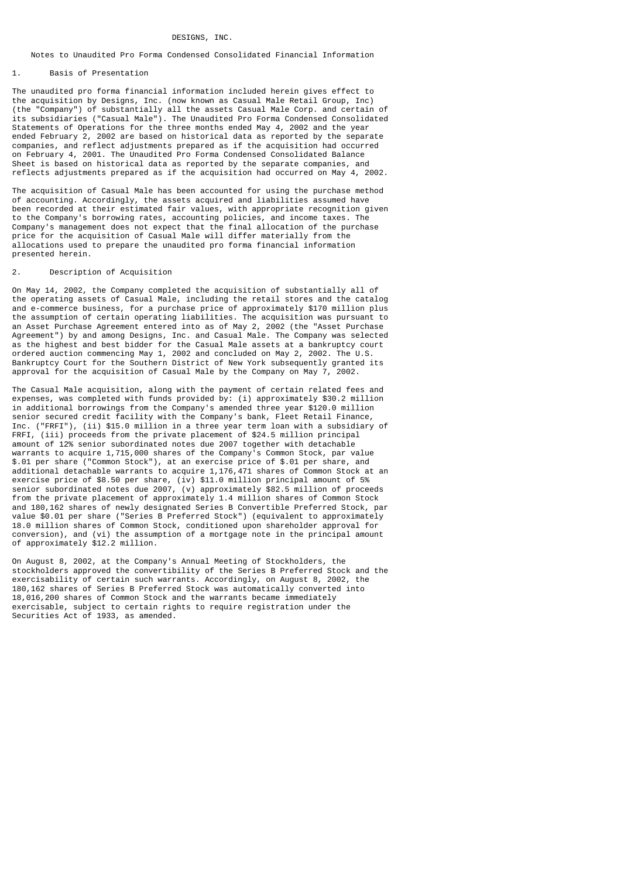# DESIGNS, INC.

## Notes to Unaudited Pro Forma Condensed Consolidated Financial Information

### 1. Basis of Presentation

The unaudited pro forma financial information included herein gives effect to the acquisition by Designs, Inc. (now known as Casual Male Retail Group, Inc) (the "Company") of substantially all the assets Casual Male Corp. and certain of its subsidiaries ("Casual Male"). The Unaudited Pro Forma Condensed Consolidated Statements of Operations for the three months ended May 4, 2002 and the year ended February 2, 2002 are based on historical data as reported by the separate companies, and reflect adjustments prepared as if the acquisition had occurred on February 4, 2001. The Unaudited Pro Forma Condensed Consolidated Balance Sheet is based on historical data as reported by the separate companies, and reflects adjustments prepared as if the acquisition had occurred on May 4, 2002.

The acquisition of Casual Male has been accounted for using the purchase method of accounting. Accordingly, the assets acquired and liabilities assumed have been recorded at their estimated fair values, with appropriate recognition given to the Company's borrowing rates, accounting policies, and income taxes. The Company's management does not expect that the final allocation of the purchase price for the acquisition of Casual Male will differ materially from the allocations used to prepare the unaudited pro forma financial information presented herein.

### 2. Description of Acquisition

On May 14, 2002, the Company completed the acquisition of substantially all of the operating assets of Casual Male, including the retail stores and the catalog and e-commerce business, for a purchase price of approximately $170 million plus the assumption of certain operating liabilities. The acquisition was pursuant to an Asset Purchase Agreement entered into as of May 2, 2002 (the "Asset Purchase Agreement") by and among Designs, Inc. and Casual Male. The Company was selected as the highest and best bidder for the Casual Male assets at a bankruptcy court ordered auction commencing May 1, 2002 and concluded on May 2, 2002. The U.S. Bankruptcy Court for the Southern District of New York subsequently granted its approval for the acquisition of Casual Male by the Company on May 7, 2002.

The Casual Male acquisition, along with the payment of certain related fees and expenses, was completed with funds provided by: (i) approximately $30.2 million in additional borrowings from the Company's amended three year $120.0 million senior secured credit facility with the Company's bank, Fleet Retail Finance, Inc. ("FRFI"), (ii) $15.0 million in a three year term loan with a subsidiary of FRFI, (iii) proceeds from the private placement of $24.5 million principal amount of 12% senior subordinated notes due 2007 together with detachable warrants to acquire 1,715,000 shares of the Company's Common Stock, par value $.01 per share ("Common Stock"), at an exercise price of $.01 per share, and additional detachable warrants to acquire 1,176,471 shares of Common Stock at an exercise price of $8.50 per share, (iv) $11.0 million principal amount of 5% senior subordinated notes due 2007, (v) approximately $82.5 million of proceeds from the private placement of approximately 1.4 million shares of Common Stock and 180,162 shares of newly designated Series B Convertible Preferred Stock, par value $0.01 per share ("Series B Preferred Stock") (equivalent to approximately 18.0 million shares of Common Stock, conditioned upon shareholder approval for conversion), and (vi) the assumption of a mortgage note in the principal amount of approximately $12.2 million.

On August 8, 2002, at the Company's Annual Meeting of Stockholders, the stockholders approved the convertibility of the Series B Preferred Stock and the exercisability of certain such warrants. Accordingly, on August 8, 2002, the 180,162 shares of Series B Preferred Stock was automatically converted into 18,016,200 shares of Common Stock and the warrants became immediately exercisable, subject to certain rights to require registration under the Securities Act of 1933, as amended.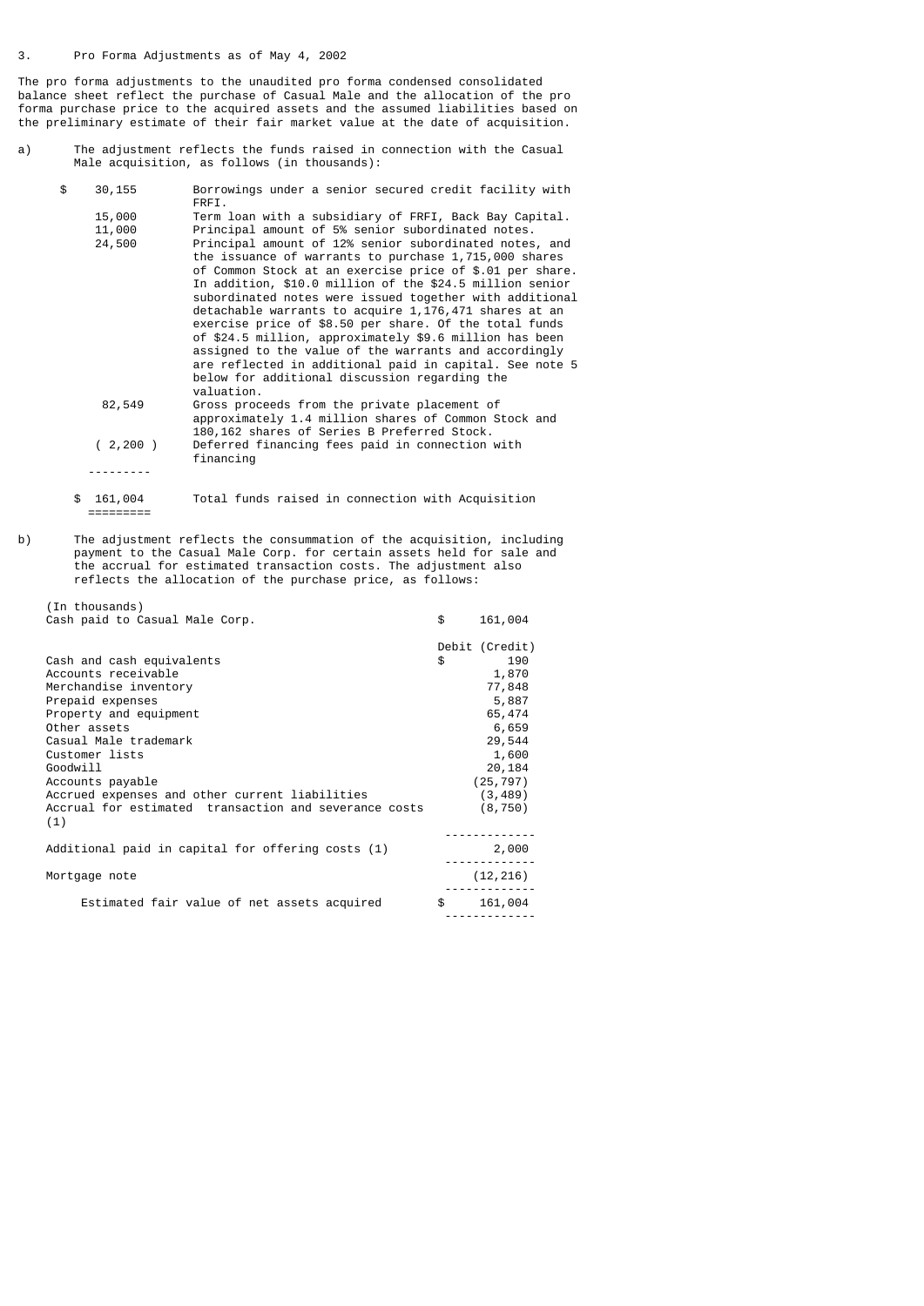3. Pro Forma Adjustments as of May 4, 2002

The pro forma adjustments to the unaudited pro forma condensed consolidated balance sheet reflect the purchase of Casual Male and the allocation of the pro forma purchase price to the acquired assets and the assumed liabilities based on the preliminary estimate of their fair market value at the date of acquisition.

a) The adjustment reflects the funds raised in connection with the Casual Male acquisition, as follows (in thousands):

| Amount | Description |
|---|---|
| $ 30,155 | Borrowings under a senior secured credit facility with FRFI. |
| 15,000 | Term loan with a subsidiary of FRFI, Back Bay Capital. |
| 11,000 | Principal amount of 5% senior subordinated notes. |
| 24,500 | Principal amount of 12% senior subordinated notes, and the issuance of warrants to purchase 1,715,000 shares of Common Stock at an exercise price of $.01 per share. In addition, $10.0 million of the $24.5 million senior subordinated notes were issued together with additional detachable warrants to acquire 1,176,471 shares at an exercise price of $8.50 per share. Of the total funds of $24.5 million, approximately $9.6 million has been assigned to the value of the warrants and accordingly are reflected in additional paid in capital. See note 5 below for additional discussion regarding the valuation. |
| 82,549 | Gross proceeds from the private placement of approximately 1.4 million shares of Common Stock and 180,162 shares of Series B Preferred Stock. |
| ( 2,200 ) | Deferred financing fees paid in connection with financing |
| $ 161,004 | Total funds raised in connection with Acquisition |

b) The adjustment reflects the consummation of the acquisition, including payment to the Casual Male Corp. for certain assets held for sale and the accrual for estimated transaction costs. The adjustment also reflects the allocation of the purchase price, as follows:

| (In thousands) | |
|---|---|
| Cash paid to Casual Male Corp. | $ 161,004 |
| | Debit (Credit) |
| Cash and cash equivalents | $ 190 |
| Accounts receivable | 1,870 |
| Merchandise inventory | 77,848 |
| Prepaid expenses | 5,887 |
| Property and equipment | 65,474 |
| Other assets | 6,659 |
| Casual Male trademark | 29,544 |
| Customer lists | 1,600 |
| Goodwill | 20,184 |
| Accounts payable | (25,797) |
| Accrued expenses and other current liabilities | (3,489) |
| Accrual for estimated transaction and severance costs (1) | (8,750) |
| Additional paid in capital for offering costs (1) | 2,000 |
| Mortgage note | (12,216) |
| Estimated fair value of net assets acquired | $ 161,004 |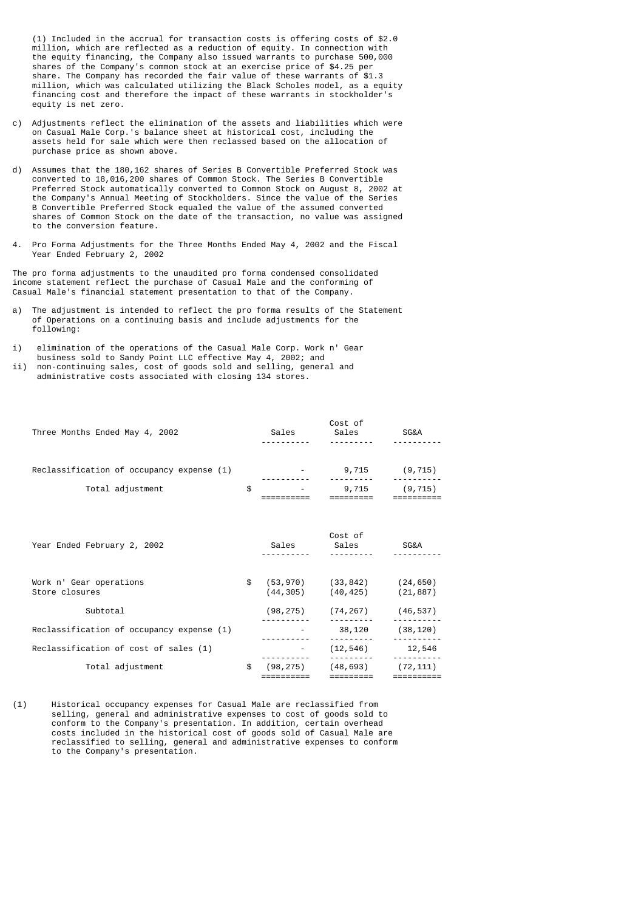(1) Included in the accrual for transaction costs is offering costs of $2.0 million, which are reflected as a reduction of equity. In connection with the equity financing, the Company also issued warrants to purchase 500,000 shares of the Company's common stock at an exercise price of $4.25 per share. The Company has recorded the fair value of these warrants of $1.3 million, which was calculated utilizing the Black Scholes model, as a equity financing cost and therefore the impact of these warrants in stockholder's equity is net zero.

c) Adjustments reflect the elimination of the assets and liabilities which were on Casual Male Corp.'s balance sheet at historical cost, including the assets held for sale which were then reclassed based on the allocation of purchase price as shown above.

d) Assumes that the 180,162 shares of Series B Convertible Preferred Stock was converted to 18,016,200 shares of Common Stock. The Series B Convertible Preferred Stock automatically converted to Common Stock on August 8, 2002 at the Company's Annual Meeting of Stockholders. Since the value of the Series B Convertible Preferred Stock equaled the value of the assumed converted shares of Common Stock on the date of the transaction, no value was assigned to the conversion feature.

4. Pro Forma Adjustments for the Three Months Ended May 4, 2002 and the Fiscal Year Ended February 2, 2002

The pro forma adjustments to the unaudited pro forma condensed consolidated income statement reflect the purchase of Casual Male and the conforming of Casual Male's financial statement presentation to that of the Company.

a) The adjustment is intended to reflect the pro forma results of the Statement of Operations on a continuing basis and include adjustments for the following:

i) elimination of the operations of the Casual Male Corp. Work n' Gear business sold to Sandy Point LLC effective May 4, 2002; and

ii) non-continuing sales, cost of goods sold and selling, general and administrative costs associated with closing 134 stores.

| Three Months Ended May 4, 2002 | Sales | Cost of Sales | SG&A |
|---|---|---|---|
| Reclassification of occupancy expense (1) | - | 9,715 | (9,715) |
| Total adjustment | $ - | 9,715 | (9,715) |

| Year Ended February 2, 2002 | Sales | Cost of Sales | SG&A |
|---|---|---|---|
| Work n' Gear operations | $ (53,970) | (33,842) | (24,650) |
| Store closures | (44,305) | (40,425) | (21,887) |
| Subtotal | (98,275) | (74,267) | (46,537) |
| Reclassification of occupancy expense (1) | - | 38,120 | (38,120) |
| Reclassification of cost of sales (1) | - | (12,546) | 12,546 |
| Total adjustment | $ (98,275) | (48,693) | (72,111) |

(1) Historical occupancy expenses for Casual Male are reclassified from selling, general and administrative expenses to cost of goods sold to conform to the Company's presentation. In addition, certain overhead costs included in the historical cost of goods sold of Casual Male are reclassified to selling, general and administrative expenses to conform to the Company's presentation.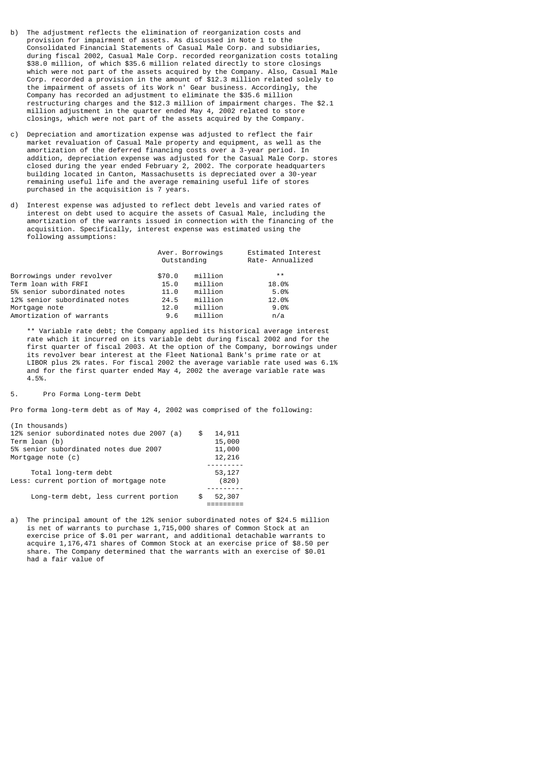b) The adjustment reflects the elimination of reorganization costs and provision for impairment of assets. As discussed in Note 1 to the Consolidated Financial Statements of Casual Male Corp. and subsidiaries, during fiscal 2002, Casual Male Corp. recorded reorganization costs totaling $38.0 million, of which $35.6 million related directly to store closings which were not part of the assets acquired by the Company. Also, Casual Male Corp. recorded a provision in the amount of $12.3 million related solely to the impairment of assets of its Work n' Gear business. Accordingly, the Company has recorded an adjustment to eliminate the $35.6 million restructuring charges and the $12.3 million of impairment charges. The $2.1 million adjustment in the quarter ended May 4, 2002 related to store closings, which were not part of the assets acquired by the Company.

c) Depreciation and amortization expense was adjusted to reflect the fair market revaluation of Casual Male property and equipment, as well as the amortization of the deferred financing costs over a 3-year period. In addition, depreciation expense was adjusted for the Casual Male Corp. stores closed during the year ended February 2, 2002. The corporate headquarters building located in Canton, Massachusetts is depreciated over a 30-year remaining useful life and the average remaining useful life of stores purchased in the acquisition is 7 years.

d) Interest expense was adjusted to reflect debt levels and varied rates of interest on debt used to acquire the assets of Casual Male, including the amortization of the warrants issued in connection with the financing of the acquisition. Specifically, interest expense was estimated using the following assumptions:

| | Aver. Borrowings Outstanding | Estimated Interest Rate- Annualized |
|---|---|---|
| Borrowings under revolver | $70.0 million | ** |
| Term loan with FRFI | 15.0 million | 18.0% |
| 5% senior subordinated notes | 11.0 million | 5.0% |
| 12% senior subordinated notes | 24.5 million | 12.0% |
| Mortgage note | 12.0 million | 9.0% |
| Amortization of warrants | 9.6 million | n/a |

** Variable rate debt; the Company applied its historical average interest rate which it incurred on its variable debt during fiscal 2002 and for the first quarter of fiscal 2003. At the option of the Company, borrowings under its revolver bear interest at the Fleet National Bank's prime rate or at LIBOR plus 2% rates. For fiscal 2002 the average variable rate used was 6.1% and for the first quarter ended May 4, 2002 the average variable rate was 4.5%.

## 5. Pro Forma Long-term Debt

Pro forma long-term debt as of May 4, 2002 was comprised of the following:

| (In thousands) | |
|---|---|
| 12% senior subordinated notes due 2007 (a) | $ 14,911 |
| Term loan (b) | 15,000 |
| 5% senior subordinated notes due 2007 | 11,000 |
| Mortgage note (c) | 12,216 |
| Total long-term debt | 53,127 |
| Less: current portion of mortgage note | (820) |
| Long-term debt, less current portion | $ 52,307 |

a) The principal amount of the 12% senior subordinated notes of $24.5 million is net of warrants to purchase 1,715,000 shares of Common Stock at an exercise price of $.01 per warrant, and additional detachable warrants to acquire 1,176,471 shares of Common Stock at an exercise price of $8.50 per share. The Company determined that the warrants with an exercise of $0.01 had a fair value of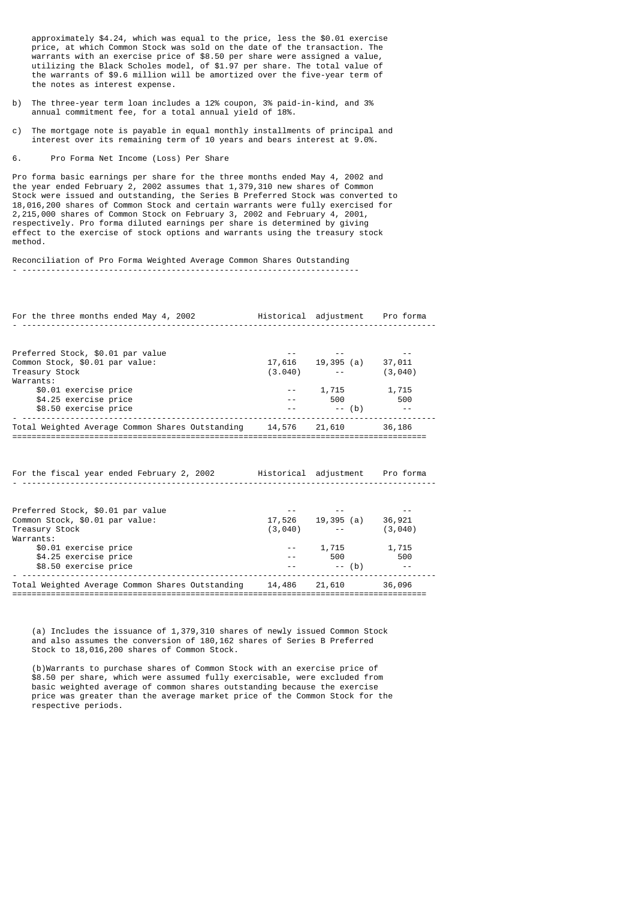approximately \$4.24, which was equal to the price, less the \$0.01 exercise price, at which Common Stock was sold on the date of the transaction. The warrants with an exercise price of \$8.50 per share were assigned a value, utilizing the Black Scholes model, of \$1.97 per share. The total value of the warrants of \$9.6 million will be amortized over the five-year term of the notes as interest expense.

b) The three-year term loan includes a 12% coupon, 3% paid-in-kind, and 3% annual commitment fee, for a total annual yield of 18%.

c) The mortgage note is payable in equal monthly installments of principal and interest over its remaining term of 10 years and bears interest at 9.0%.

6. Pro Forma Net Income (Loss) Per Share

Pro forma basic earnings per share for the three months ended May 4, 2002 and the year ended February 2, 2002 assumes that 1,379,310 new shares of Common Stock were issued and outstanding, the Series B Preferred Stock was converted to 18,016,200 shares of Common Stock and certain warrants were fully exercised for 2,215,000 shares of Common Stock on February 3, 2002 and February 4, 2001, respectively. Pro forma diluted earnings per share is determined by giving effect to the exercise of stock options and warrants using the treasury stock method.

Reconciliation of Pro Forma Weighted Average Common Shares Outstanding

| For the three months ended May 4, 2002 | Historical | adjustment | Pro forma |
|---|---|---|---|
| Preferred Stock, \$0.01 par value | -- | -- | -- |
| Common Stock, \$0.01 par value: | 17,616 | 19,395 (a) | 37,011 |
| Treasury Stock | (3.040) | -- | (3,040) |
| Warrants: | | | |
| \$0.01 exercise price | -- | 1,715 | 1,715 |
| \$4.25 exercise price | -- | 500 | 500 |
| \$8.50 exercise price | -- | -- (b) | -- |
| Total Weighted Average Common Shares Outstanding | 14,576 | 21,610 | 36,186 |

| For the fiscal year ended February 2, 2002 | Historical | adjustment | Pro forma |
|---|---|---|---|
| Preferred Stock, \$0.01 par value | -- | -- | -- |
| Common Stock, \$0.01 par value: | 17,526 | 19,395 (a) | 36,921 |
| Treasury Stock | (3,040) | -- | (3,040) |
| Warrants: | | | |
| \$0.01 exercise price | -- | 1,715 | 1,715 |
| \$4.25 exercise price | -- | 500 | 500 |
| \$8.50 exercise price | -- | -- (b) | -- |
| Total Weighted Average Common Shares Outstanding | 14,486 | 21,610 | 36,096 |

(a) Includes the issuance of 1,379,310 shares of newly issued Common Stock and also assumes the conversion of 180,162 shares of Series B Preferred Stock to 18,016,200 shares of Common Stock.

(b) Warrants to purchase shares of Common Stock with an exercise price of \$8.50 per share, which were assumed fully exercisable, were excluded from basic weighted average of common shares outstanding because the exercise price was greater than the average market price of the Common Stock for the respective periods.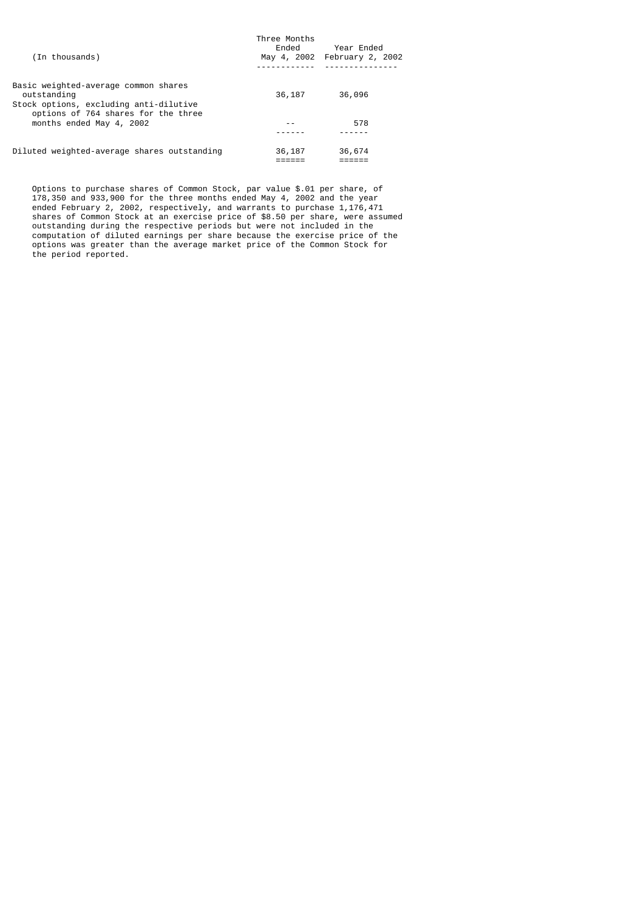| (In thousands) | Three Months Ended May 4, 2002 | Year Ended February 2, 2002 |
| --- | --- | --- |
| Basic weighted-average common shares outstanding | 36,187 | 36,096 |
| Stock options, excluding anti-dilutive options of 764 shares for the three months ended May 4, 2002 | -- | 578 |
| Diluted weighted-average shares outstanding | 36,187 | 36,674 |

Options to purchase shares of Common Stock, par value $.01 per share, of 178,350 and 933,900 for the three months ended May 4, 2002 and the year ended February 2, 2002, respectively, and warrants to purchase 1,176,471 shares of Common Stock at an exercise price of $8.50 per share, were assumed outstanding during the respective periods but were not included in the computation of diluted earnings per share because the exercise price of the options was greater than the average market price of the Common Stock for the period reported.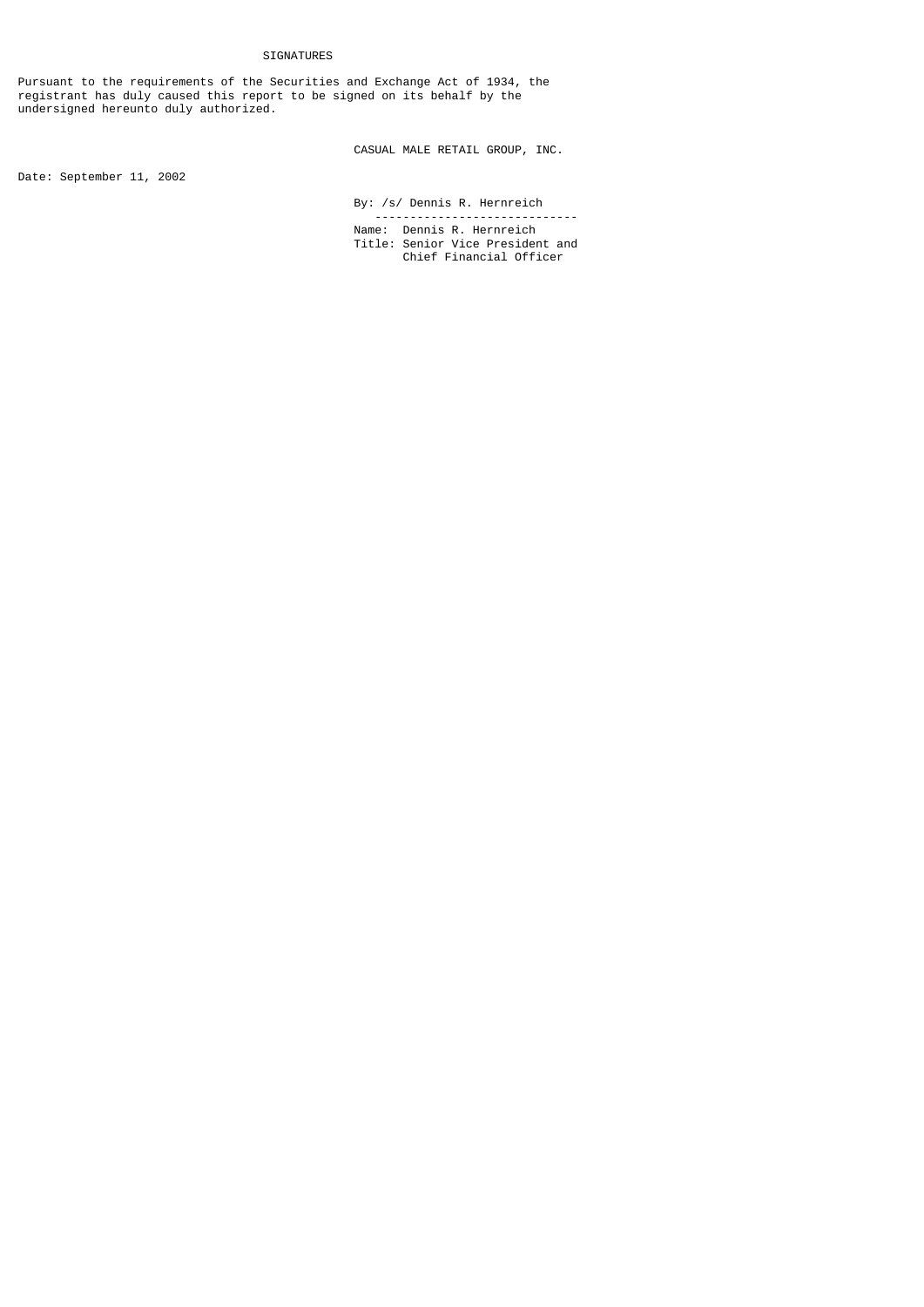SIGNATURES

Pursuant to the requirements of the Securities and Exchange Act of 1934, the registrant has duly caused this report to be signed on its behalf by the undersigned hereunto duly authorized.

CASUAL MALE RETAIL GROUP, INC.

Date: September 11, 2002

By: /s/ Dennis R. Hernreich

Name: Dennis R. Hernreich
Title: Senior Vice President and Chief Financial Officer